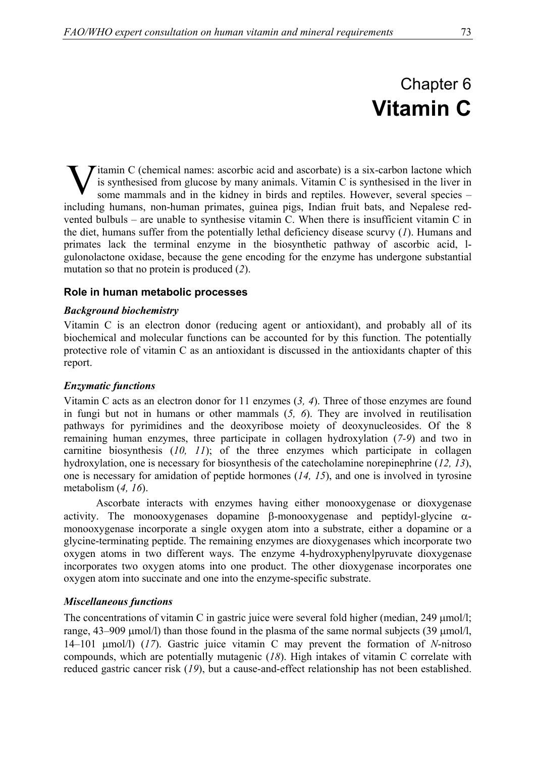# Chapter 6
# Vitamin C

Vitamin C (chemical names: ascorbic acid and ascorbate) is a six-carbon lactone which is synthesised from glucose by many animals. Vitamin C is synthesised in the liver in some mammals and in the kidney in birds and reptiles. However, several species – including humans, non-human primates, guinea pigs, Indian fruit bats, and Nepalese red-vented bulbuls – are unable to synthesise vitamin C. When there is insufficient vitamin C in the diet, humans suffer from the potentially lethal deficiency disease scurvy (*1*). Humans and primates lack the terminal enzyme in the biosynthetic pathway of ascorbic acid, l-gulonolactone oxidase, because the gene encoding for the enzyme has undergone substantial mutation so that no protein is produced (*2*).

## Role in human metabolic processes

### *Background biochemistry*

Vitamin C is an electron donor (reducing agent or antioxidant), and probably all of its biochemical and molecular functions can be accounted for by this function. The potentially protective role of vitamin C as an antioxidant is discussed in the antioxidants chapter of this report.

### *Enzymatic functions*

Vitamin C acts as an electron donor for 11 enzymes (*3, 4*). Three of those enzymes are found in fungi but not in humans or other mammals (*5, 6*). They are involved in reutilisation pathways for pyrimidines and the deoxyribose moiety of deoxynucleosides. Of the 8 remaining human enzymes, three participate in collagen hydroxylation (*7-9*) and two in carnitine biosynthesis (*10, 11*); of the three enzymes which participate in collagen hydroxylation, one is necessary for biosynthesis of the catecholamine norepinephrine (*12, 13*), one is necessary for amidation of peptide hormones (*14, 15*), and one is involved in tyrosine metabolism (*4, 16*).

Ascorbate interacts with enzymes having either monooxygenase or dioxygenase activity. The monooxygenases dopamine β-monooxygenase and peptidyl-glycine α-monooxygenase incorporate a single oxygen atom into a substrate, either a dopamine or a glycine-terminating peptide. The remaining enzymes are dioxygenases which incorporate two oxygen atoms in two different ways. The enzyme 4-hydroxyphenylpyruvate dioxygenase incorporates two oxygen atoms into one product. The other dioxygenase incorporates one oxygen atom into succinate and one into the enzyme-specific substrate.

### *Miscellaneous functions*

The concentrations of vitamin C in gastric juice were several fold higher (median, 249 μmol/l; range, 43–909 μmol/l) than those found in the plasma of the same normal subjects (39 μmol/l, 14–101 μmol/l) (*17*). Gastric juice vitamin C may prevent the formation of *N*-nitroso compounds, which are potentially mutagenic (*18*). High intakes of vitamin C correlate with reduced gastric cancer risk (*19*), but a cause-and-effect relationship has not been established.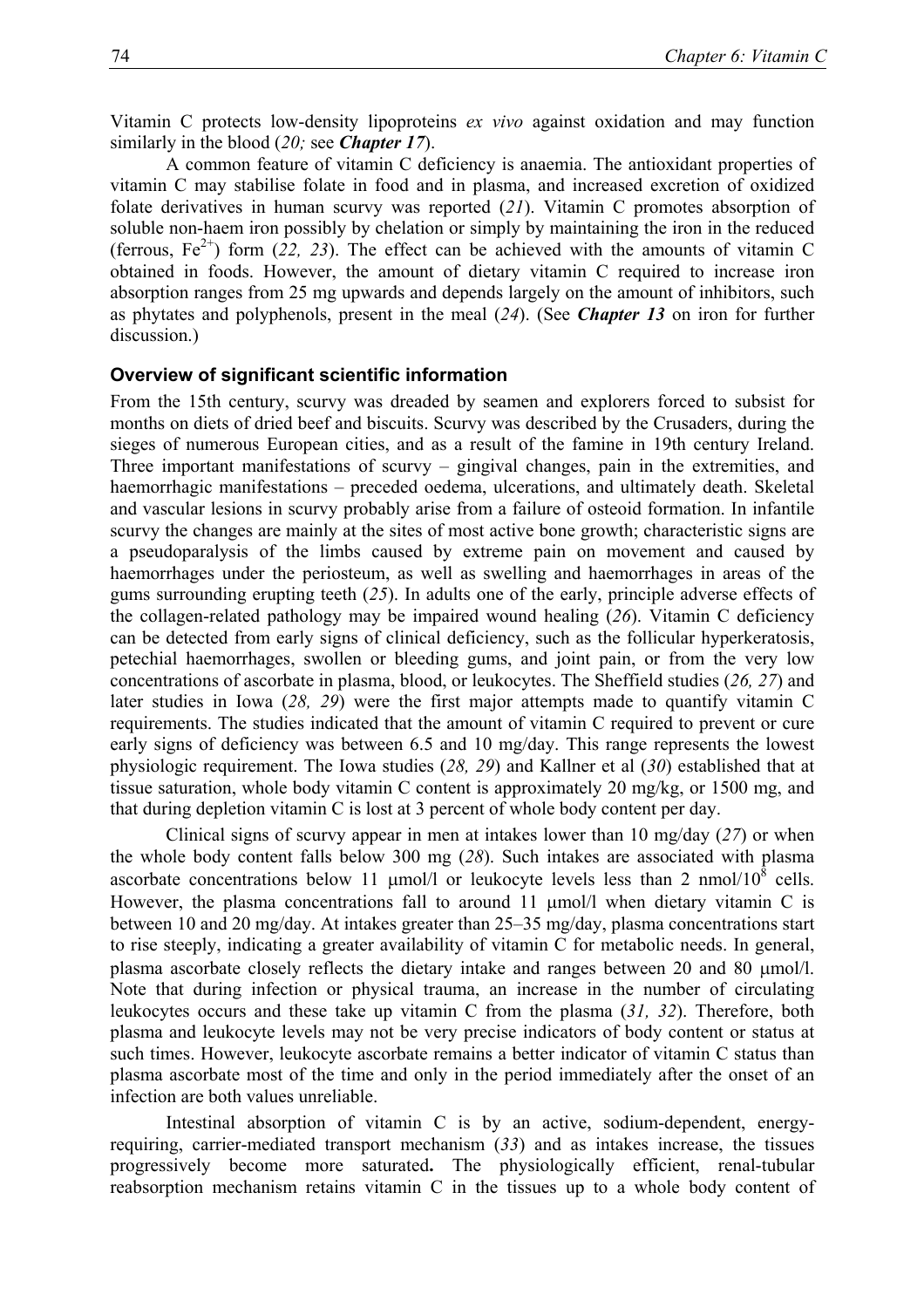Vitamin C protects low-density lipoproteins *ex vivo* against oxidation and may function similarly in the blood (*20;* see ***Chapter 17***).

A common feature of vitamin C deficiency is anaemia. The antioxidant properties of vitamin C may stabilise folate in food and in plasma, and increased excretion of oxidized folate derivatives in human scurvy was reported (*21*). Vitamin C promotes absorption of soluble non-haem iron possibly by chelation or simply by maintaining the iron in the reduced (ferrous, $Fe^{2+}$) form (*22, 23*). The effect can be achieved with the amounts of vitamin C obtained in foods. However, the amount of dietary vitamin C required to increase iron absorption ranges from 25 mg upwards and depends largely on the amount of inhibitors, such as phytates and polyphenols, present in the meal (*24*). (See ***Chapter 13*** on iron for further discussion.)

### Overview of significant scientific information

From the 15th century, scurvy was dreaded by seamen and explorers forced to subsist for months on diets of dried beef and biscuits. Scurvy was described by the Crusaders, during the sieges of numerous European cities, and as a result of the famine in 19th century Ireland. Three important manifestations of scurvy – gingival changes, pain in the extremities, and haemorrhagic manifestations – preceded oedema, ulcerations, and ultimately death. Skeletal and vascular lesions in scurvy probably arise from a failure of osteoid formation. In infantile scurvy the changes are mainly at the sites of most active bone growth; characteristic signs are a pseudoparalysis of the limbs caused by extreme pain on movement and caused by haemorrhages under the periosteum, as well as swelling and haemorrhages in areas of the gums surrounding erupting teeth (*25*). In adults one of the early, principle adverse effects of the collagen-related pathology may be impaired wound healing (*26*). Vitamin C deficiency can be detected from early signs of clinical deficiency, such as the follicular hyperkeratosis, petechial haemorrhages, swollen or bleeding gums, and joint pain, or from the very low concentrations of ascorbate in plasma, blood, or leukocytes. The Sheffield studies (*26, 27*) and later studies in Iowa (*28, 29*) were the first major attempts made to quantify vitamin C requirements. The studies indicated that the amount of vitamin C required to prevent or cure early signs of deficiency was between 6.5 and 10 mg/day. This range represents the lowest physiologic requirement. The Iowa studies (*28, 29*) and Kallner et al (*30*) established that at tissue saturation, whole body vitamin C content is approximately 20 mg/kg, or 1500 mg, and that during depletion vitamin C is lost at 3 percent of whole body content per day.

Clinical signs of scurvy appear in men at intakes lower than 10 mg/day (*27*) or when the whole body content falls below 300 mg (*28*). Such intakes are associated with plasma ascorbate concentrations below 11 μmol/l or leukocyte levels less than 2 nmol/$10^8$ cells. However, the plasma concentrations fall to around 11 μmol/l when dietary vitamin C is between 10 and 20 mg/day. At intakes greater than 25–35 mg/day, plasma concentrations start to rise steeply, indicating a greater availability of vitamin C for metabolic needs. In general, plasma ascorbate closely reflects the dietary intake and ranges between 20 and 80 μmol/l. Note that during infection or physical trauma, an increase in the number of circulating leukocytes occurs and these take up vitamin C from the plasma (*31, 32*). Therefore, both plasma and leukocyte levels may not be very precise indicators of body content or status at such times. However, leukocyte ascorbate remains a better indicator of vitamin C status than plasma ascorbate most of the time and only in the period immediately after the onset of an infection are both values unreliable.

Intestinal absorption of vitamin C is by an active, sodium-dependent, energy-requiring, carrier-mediated transport mechanism (*33*) and as intakes increase, the tissues progressively become more saturated**.** The physiologically efficient, renal-tubular reabsorption mechanism retains vitamin C in the tissues up to a whole body content of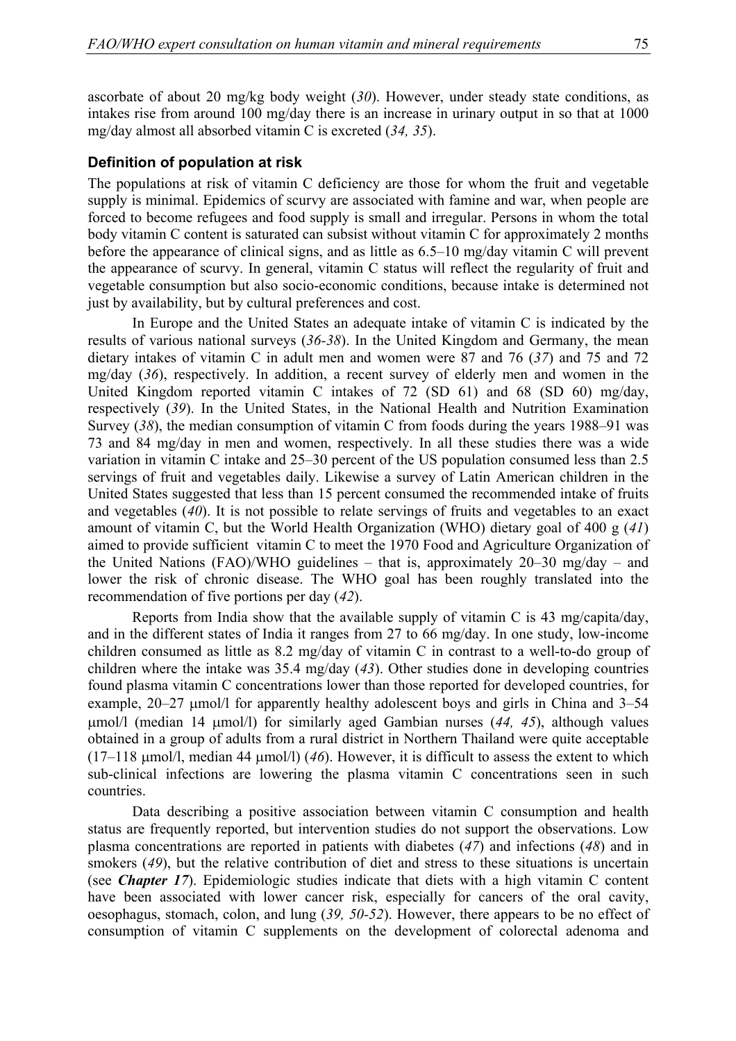ascorbate of about 20 mg/kg body weight (*30*). However, under steady state conditions, as intakes rise from around 100 mg/day there is an increase in urinary output in so that at 1000 mg/day almost all absorbed vitamin C is excreted (*34, 35*).

### Definition of population at risk

The populations at risk of vitamin C deficiency are those for whom the fruit and vegetable supply is minimal. Epidemics of scurvy are associated with famine and war, when people are forced to become refugees and food supply is small and irregular. Persons in whom the total body vitamin C content is saturated can subsist without vitamin C for approximately 2 months before the appearance of clinical signs, and as little as 6.5–10 mg/day vitamin C will prevent the appearance of scurvy. In general, vitamin C status will reflect the regularity of fruit and vegetable consumption but also socio-economic conditions, because intake is determined not just by availability, but by cultural preferences and cost.

In Europe and the United States an adequate intake of vitamin C is indicated by the results of various national surveys (*36-38*). In the United Kingdom and Germany, the mean dietary intakes of vitamin C in adult men and women were 87 and 76 (*37*) and 75 and 72 mg/day (*36*), respectively. In addition, a recent survey of elderly men and women in the United Kingdom reported vitamin C intakes of 72 (SD 61) and 68 (SD 60) mg/day, respectively (*39*). In the United States, in the National Health and Nutrition Examination Survey (*38*), the median consumption of vitamin C from foods during the years 1988–91 was 73 and 84 mg/day in men and women, respectively. In all these studies there was a wide variation in vitamin C intake and 25–30 percent of the US population consumed less than 2.5 servings of fruit and vegetables daily. Likewise a survey of Latin American children in the United States suggested that less than 15 percent consumed the recommended intake of fruits and vegetables (*40*). It is not possible to relate servings of fruits and vegetables to an exact amount of vitamin C, but the World Health Organization (WHO) dietary goal of 400 g (*41*) aimed to provide sufficient vitamin C to meet the 1970 Food and Agriculture Organization of the United Nations (FAO)/WHO guidelines – that is, approximately 20–30 mg/day – and lower the risk of chronic disease. The WHO goal has been roughly translated into the recommendation of five portions per day (*42*).

Reports from India show that the available supply of vitamin C is 43 mg/capita/day, and in the different states of India it ranges from 27 to 66 mg/day. In one study, low-income children consumed as little as 8.2 mg/day of vitamin C in contrast to a well-to-do group of children where the intake was 35.4 mg/day (*43*). Other studies done in developing countries found plasma vitamin C concentrations lower than those reported for developed countries, for example, 20–27 μmol/l for apparently healthy adolescent boys and girls in China and 3–54 μmol/l (median 14 μmol/l) for similarly aged Gambian nurses (*44, 45*), although values obtained in a group of adults from a rural district in Northern Thailand were quite acceptable (17–118 μmol/l, median 44 μmol/l) (*46*). However, it is difficult to assess the extent to which sub-clinical infections are lowering the plasma vitamin C concentrations seen in such countries.

Data describing a positive association between vitamin C consumption and health status are frequently reported, but intervention studies do not support the observations. Low plasma concentrations are reported in patients with diabetes (*47*) and infections (*48*) and in smokers (*49*), but the relative contribution of diet and stress to these situations is uncertain (see ***Chapter 17***). Epidemiologic studies indicate that diets with a high vitamin C content have been associated with lower cancer risk, especially for cancers of the oral cavity, oesophagus, stomach, colon, and lung (*39, 50-52*). However, there appears to be no effect of consumption of vitamin C supplements on the development of colorectal adenoma and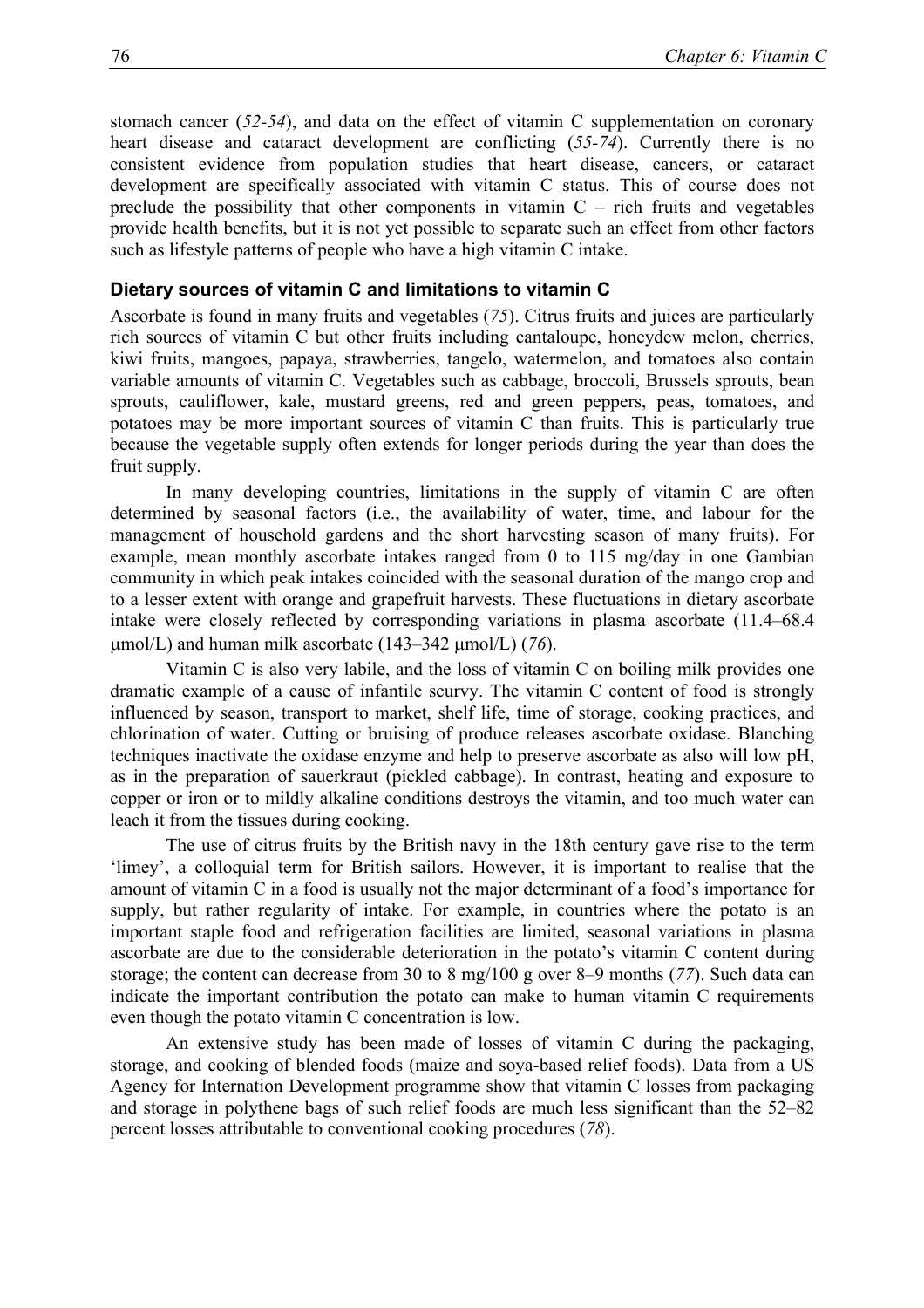stomach cancer (*52-54*), and data on the effect of vitamin C supplementation on coronary heart disease and cataract development are conflicting (*55-74*). Currently there is no consistent evidence from population studies that heart disease, cancers, or cataract development are specifically associated with vitamin C status. This of course does not preclude the possibility that other components in vitamin C – rich fruits and vegetables provide health benefits, but it is not yet possible to separate such an effect from other factors such as lifestyle patterns of people who have a high vitamin C intake.

### Dietary sources of vitamin C and limitations to vitamin C

Ascorbate is found in many fruits and vegetables (*75*). Citrus fruits and juices are particularly rich sources of vitamin C but other fruits including cantaloupe, honeydew melon, cherries, kiwi fruits, mangoes, papaya, strawberries, tangelo, watermelon, and tomatoes also contain variable amounts of vitamin C. Vegetables such as cabbage, broccoli, Brussels sprouts, bean sprouts, cauliflower, kale, mustard greens, red and green peppers, peas, tomatoes, and potatoes may be more important sources of vitamin C than fruits. This is particularly true because the vegetable supply often extends for longer periods during the year than does the fruit supply.

In many developing countries, limitations in the supply of vitamin C are often determined by seasonal factors (i.e., the availability of water, time, and labour for the management of household gardens and the short harvesting season of many fruits). For example, mean monthly ascorbate intakes ranged from 0 to 115 mg/day in one Gambian community in which peak intakes coincided with the seasonal duration of the mango crop and to a lesser extent with orange and grapefruit harvests. These fluctuations in dietary ascorbate intake were closely reflected by corresponding variations in plasma ascorbate (11.4–68.4 μmol/L) and human milk ascorbate (143–342 μmol/L) (*76*).

Vitamin C is also very labile, and the loss of vitamin C on boiling milk provides one dramatic example of a cause of infantile scurvy. The vitamin C content of food is strongly influenced by season, transport to market, shelf life, time of storage, cooking practices, and chlorination of water. Cutting or bruising of produce releases ascorbate oxidase. Blanching techniques inactivate the oxidase enzyme and help to preserve ascorbate as also will low pH, as in the preparation of sauerkraut (pickled cabbage). In contrast, heating and exposure to copper or iron or to mildly alkaline conditions destroys the vitamin, and too much water can leach it from the tissues during cooking.

The use of citrus fruits by the British navy in the 18th century gave rise to the term 'limey', a colloquial term for British sailors. However, it is important to realise that the amount of vitamin C in a food is usually not the major determinant of a food's importance for supply, but rather regularity of intake. For example, in countries where the potato is an important staple food and refrigeration facilities are limited, seasonal variations in plasma ascorbate are due to the considerable deterioration in the potato's vitamin C content during storage; the content can decrease from 30 to 8 mg/100 g over 8–9 months (*77*). Such data can indicate the important contribution the potato can make to human vitamin C requirements even though the potato vitamin C concentration is low.

An extensive study has been made of losses of vitamin C during the packaging, storage, and cooking of blended foods (maize and soya-based relief foods). Data from a US Agency for Internation Development programme show that vitamin C losses from packaging and storage in polythene bags of such relief foods are much less significant than the 52–82 percent losses attributable to conventional cooking procedures (*78*).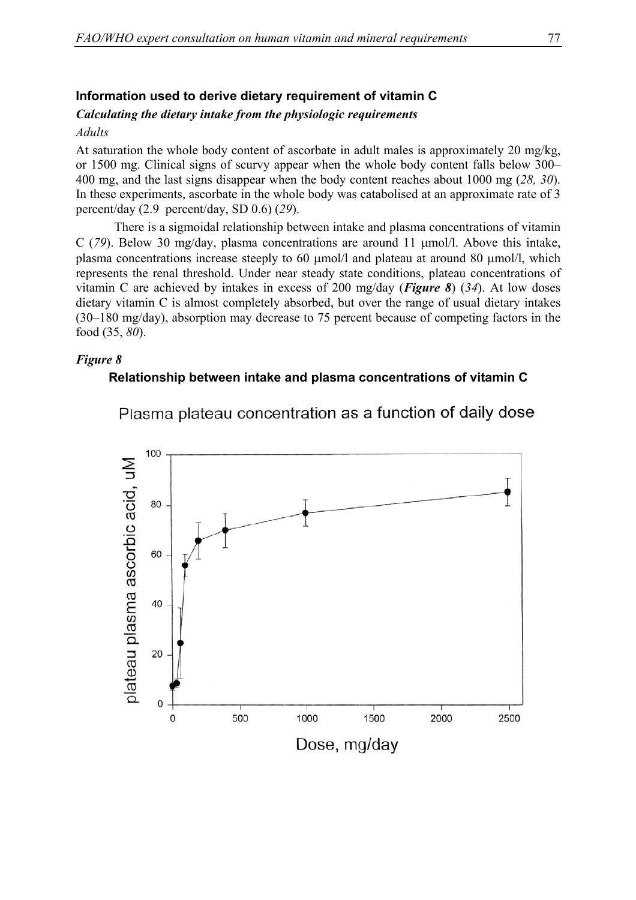### Information used to derive dietary requirement of vitamin C

#### *Calculating the dietary intake from the physiologic requirements*

*Adults*

At saturation the whole body content of ascorbate in adult males is approximately 20 mg/kg, or 1500 mg. Clinical signs of scurvy appear when the whole body content falls below 300–400 mg, and the last signs disappear when the body content reaches about 1000 mg (*28, 30*). In these experiments, ascorbate in the whole body was catabolised at an approximate rate of 3 percent/day (2.9 percent/day, SD 0.6) (*29*).

There is a sigmoidal relationship between intake and plasma concentrations of vitamin C (*79*). Below 30 mg/day, plasma concentrations are around 11 μmol/l. Above this intake, plasma concentrations increase steeply to 60 μmol/l and plateau at around 80 μmol/l, which represents the renal threshold. Under near steady state conditions, plateau concentrations of vitamin C are achieved by intakes in excess of 200 mg/day (***Figure 8***) (*34*). At low doses dietary vitamin C is almost completely absorbed, but over the range of usual dietary intakes (30–180 mg/day), absorption may decrease to 75 percent because of competing factors in the food (35, *80*).

***Figure 8***

**Relationship between intake and plasma concentrations of vitamin C**

Plasma plateau concentration as a function of daily dose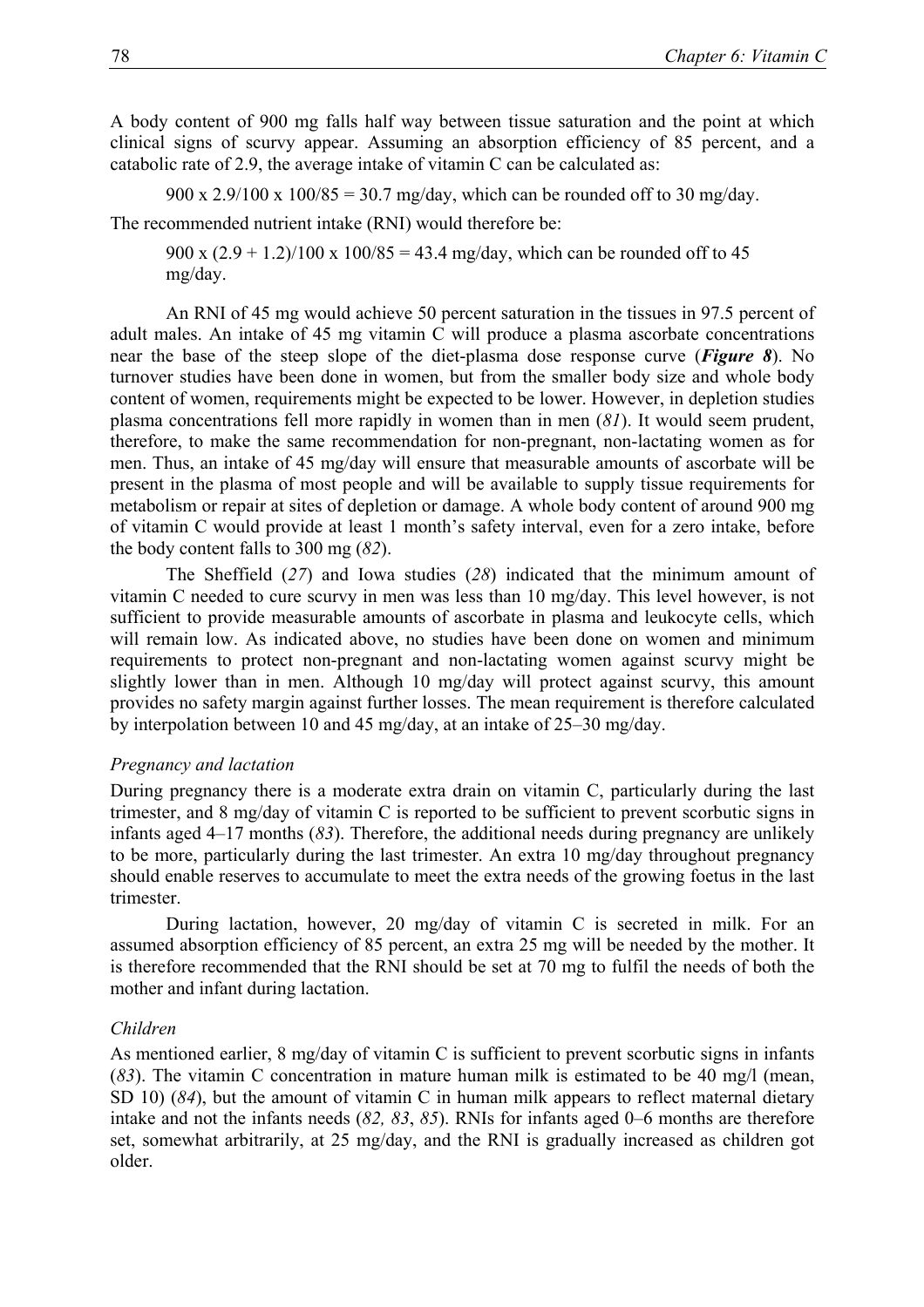A body content of 900 mg falls half way between tissue saturation and the point at which clinical signs of scurvy appear. Assuming an absorption efficiency of 85 percent, and a catabolic rate of 2.9, the average intake of vitamin C can be calculated as:

$$900 \times 2.9/100 \times 100/85 = 30.7 \text{ mg/day}$$, which can be rounded off to 30 mg/day.

The recommended nutrient intake (RNI) would therefore be:

$$900 \times (2.9 + 1.2)/100 \times 100/85 = 43.4 \text{ mg/day}$$, which can be rounded off to 45 mg/day.

An RNI of 45 mg would achieve 50 percent saturation in the tissues in 97.5 percent of adult males. An intake of 45 mg vitamin C will produce a plasma ascorbate concentrations near the base of the steep slope of the diet-plasma dose response curve (***Figure 8***). No turnover studies have been done in women, but from the smaller body size and whole body content of women, requirements might be expected to be lower. However, in depletion studies plasma concentrations fell more rapidly in women than in men (*81*). It would seem prudent, therefore, to make the same recommendation for non-pregnant, non-lactating women as for men. Thus, an intake of 45 mg/day will ensure that measurable amounts of ascorbate will be present in the plasma of most people and will be available to supply tissue requirements for metabolism or repair at sites of depletion or damage. A whole body content of around 900 mg of vitamin C would provide at least 1 month's safety interval, even for a zero intake, before the body content falls to 300 mg (*82*).

The Sheffield (*27*) and Iowa studies (*28*) indicated that the minimum amount of vitamin C needed to cure scurvy in men was less than 10 mg/day. This level however, is not sufficient to provide measurable amounts of ascorbate in plasma and leukocyte cells, which will remain low. As indicated above, no studies have been done on women and minimum requirements to protect non-pregnant and non-lactating women against scurvy might be slightly lower than in men. Although 10 mg/day will protect against scurvy, this amount provides no safety margin against further losses. The mean requirement is therefore calculated by interpolation between 10 and 45 mg/day, at an intake of 25–30 mg/day.

*Pregnancy and lactation*

During pregnancy there is a moderate extra drain on vitamin C, particularly during the last trimester, and 8 mg/day of vitamin C is reported to be sufficient to prevent scorbutic signs in infants aged 4–17 months (*83*). Therefore, the additional needs during pregnancy are unlikely to be more, particularly during the last trimester. An extra 10 mg/day throughout pregnancy should enable reserves to accumulate to meet the extra needs of the growing foetus in the last trimester.

During lactation, however, 20 mg/day of vitamin C is secreted in milk. For an assumed absorption efficiency of 85 percent, an extra 25 mg will be needed by the mother. It is therefore recommended that the RNI should be set at 70 mg to fulfil the needs of both the mother and infant during lactation.

*Children*

As mentioned earlier, 8 mg/day of vitamin C is sufficient to prevent scorbutic signs in infants (*83*). The vitamin C concentration in mature human milk is estimated to be 40 mg/l (mean, SD 10) (*84*), but the amount of vitamin C in human milk appears to reflect maternal dietary intake and not the infants needs (*82, 83*, *85*). RNIs for infants aged 0–6 months are therefore set, somewhat arbitrarily, at 25 mg/day, and the RNI is gradually increased as children got older.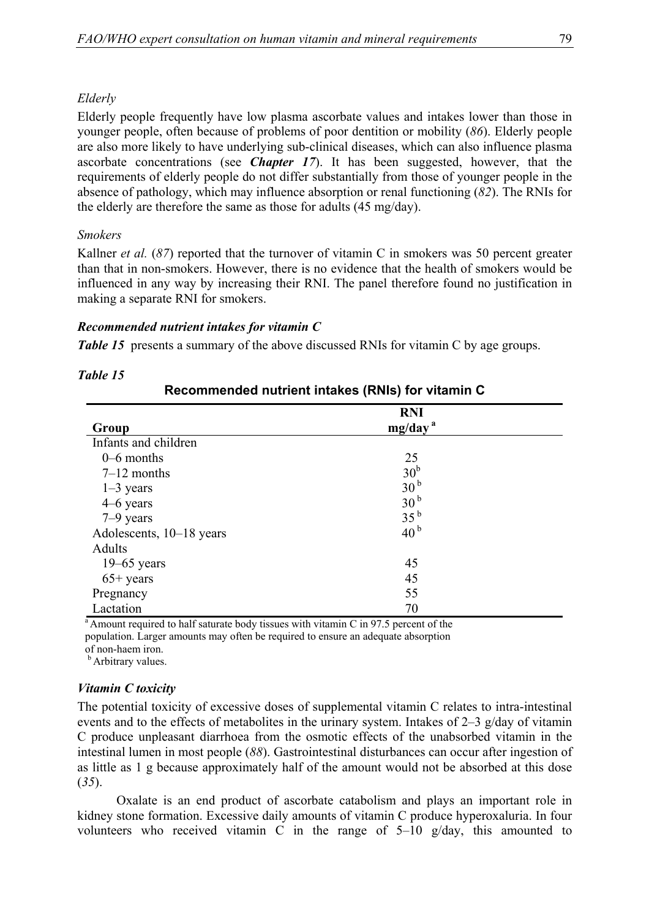*Elderly*

Elderly people frequently have low plasma ascorbate values and intakes lower than those in younger people, often because of problems of poor dentition or mobility (*86*). Elderly people are also more likely to have underlying sub-clinical diseases, which can also influence plasma ascorbate concentrations (see ***Chapter 17***). It has been suggested, however, that the requirements of elderly people do not differ substantially from those of younger people in the absence of pathology, which may influence absorption or renal functioning (*82*). The RNIs for the elderly are therefore the same as those for adults (45 mg/day).

*Smokers*

Kallner *et al.* (*87*) reported that the turnover of vitamin C in smokers was 50 percent greater than that in non-smokers. However, there is no evidence that the health of smokers would be influenced in any way by increasing their RNI. The panel therefore found no justification in making a separate RNI for smokers.

***Recommended nutrient intakes for vitamin C***

***Table 15*** presents a summary of the above discussed RNIs for vitamin C by age groups.

***Table 15***

**Recommended nutrient intakes (RNIs) for vitamin C**

| Group | RNI mg/day [a] |
|---|---|
| Infants and children | |
| 0–6 months | 25 |
| 7–12 months | 30 [b] |
| 1–3 years | 30 [b] |
| 4–6 years | 30 [b] |
| 7–9 years | 35 [b] |
| Adolescents, 10–18 years | 40 [b] |
| Adults | |
| 19–65 years | 45 |
| 65+ years | 45 |
| Pregnancy | 55 |
| Lactation | 70 |

[a] Amount required to half saturate body tissues with vitamin C in 97.5 percent of the population. Larger amounts may often be required to ensure an adequate absorption of non-haem iron.
[b] Arbitrary values.

***Vitamin C toxicity***

The potential toxicity of excessive doses of supplemental vitamin C relates to intra-intestinal events and to the effects of metabolites in the urinary system. Intakes of 2–3 g/day of vitamin C produce unpleasant diarrhoea from the osmotic effects of the unabsorbed vitamin in the intestinal lumen in most people (*88*). Gastrointestinal disturbances can occur after ingestion of as little as 1 g because approximately half of the amount would not be absorbed at this dose (*35*).

Oxalate is an end product of ascorbate catabolism and plays an important role in kidney stone formation. Excessive daily amounts of vitamin C produce hyperoxaluria. In four volunteers who received vitamin C in the range of 5–10 g/day, this amounted to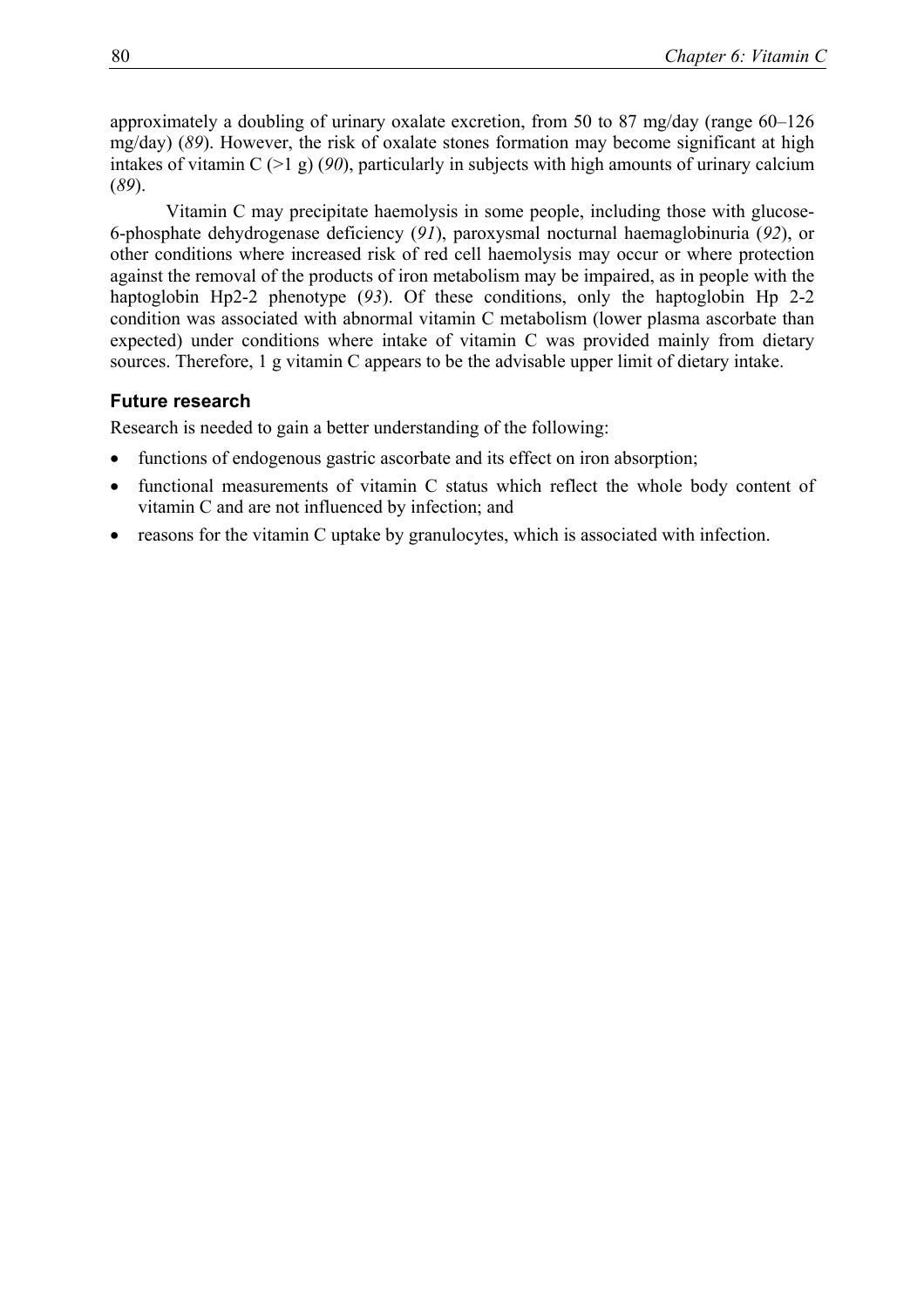approximately a doubling of urinary oxalate excretion, from 50 to 87 mg/day (range 60–126 mg/day) (*89*). However, the risk of oxalate stones formation may become significant at high intakes of vitamin C (>1 g) (*90*), particularly in subjects with high amounts of urinary calcium (*89*).

Vitamin C may precipitate haemolysis in some people, including those with glucose-6-phosphate dehydrogenase deficiency (*91*), paroxysmal nocturnal haemaglobinuria (*92*), or other conditions where increased risk of red cell haemolysis may occur or where protection against the removal of the products of iron metabolism may be impaired, as in people with the haptoglobin Hp2-2 phenotype (*93*). Of these conditions, only the haptoglobin Hp 2-2 condition was associated with abnormal vitamin C metabolism (lower plasma ascorbate than expected) under conditions where intake of vitamin C was provided mainly from dietary sources. Therefore, 1 g vitamin C appears to be the advisable upper limit of dietary intake.

### Future research

Research is needed to gain a better understanding of the following:

- functions of endogenous gastric ascorbate and its effect on iron absorption;
- functional measurements of vitamin C status which reflect the whole body content of vitamin C and are not influenced by infection; and
- reasons for the vitamin C uptake by granulocytes, which is associated with infection.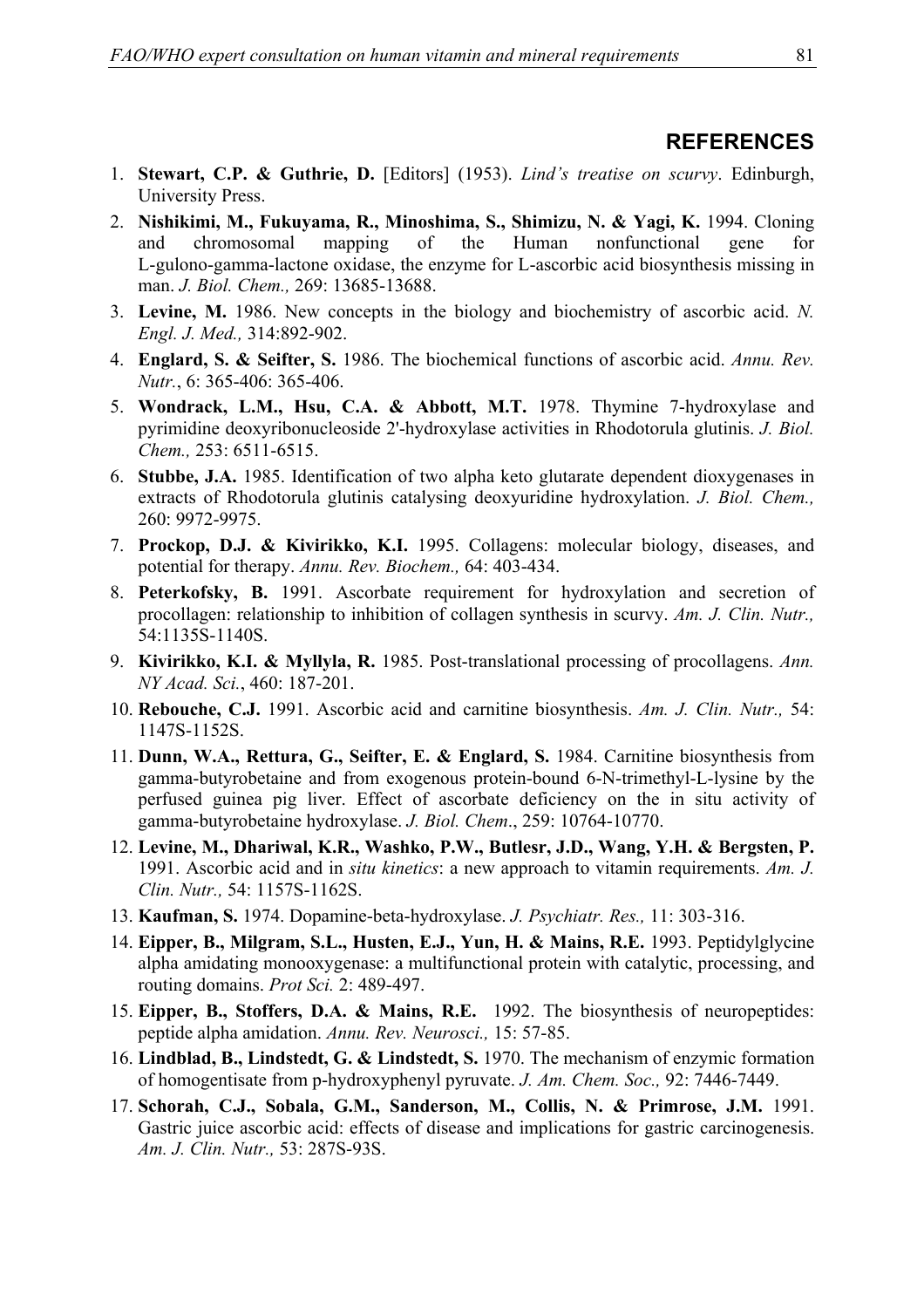## REFERENCES

1. **Stewart, C.P. & Guthrie, D.** [Editors] (1953). *Lind's treatise on scurvy*. Edinburgh, University Press.
2. **Nishikimi, M., Fukuyama, R., Minoshima, S., Shimizu, N. & Yagi, K.** 1994. Cloning and chromosomal mapping of the Human nonfunctional gene for L-gulono-gamma-lactone oxidase, the enzyme for L-ascorbic acid biosynthesis missing in man. *J. Biol. Chem.,* 269: 13685-13688.
3. **Levine, M.** 1986. New concepts in the biology and biochemistry of ascorbic acid. *N. Engl. J. Med.,* 314:892-902.
4. **Englard, S. & Seifter, S.** 1986. The biochemical functions of ascorbic acid. *Annu. Rev. Nutr.*, 6: 365-406: 365-406.
5. **Wondrack, L.M., Hsu, C.A. & Abbott, M.T.** 1978. Thymine 7-hydroxylase and pyrimidine deoxyribonucleoside 2'-hydroxylase activities in Rhodotorula glutinis. *J. Biol. Chem.,* 253: 6511-6515.
6. **Stubbe, J.A.** 1985. Identification of two alpha keto glutarate dependent dioxygenases in extracts of Rhodotorula glutinis catalysing deoxyuridine hydroxylation. *J. Biol. Chem.,* 260: 9972-9975.
7. **Prockop, D.J. & Kivirikko, K.I.** 1995. Collagens: molecular biology, diseases, and potential for therapy. *Annu. Rev. Biochem.,* 64: 403-434.
8. **Peterkofsky, B.** 1991. Ascorbate requirement for hydroxylation and secretion of procollagen: relationship to inhibition of collagen synthesis in scurvy. *Am. J. Clin. Nutr.,* 54:1135S-1140S.
9. **Kivirikko, K.I. & Myllyla, R.** 1985. Post-translational processing of procollagens. *Ann. NY Acad. Sci.*, 460: 187-201.
10. **Rebouche, C.J.** 1991. Ascorbic acid and carnitine biosynthesis. *Am. J. Clin. Nutr.,* 54: 1147S-1152S.
11. **Dunn, W.A., Rettura, G., Seifter, E. & Englard, S.** 1984. Carnitine biosynthesis from gamma-butyrobetaine and from exogenous protein-bound 6-N-trimethyl-L-lysine by the perfused guinea pig liver. Effect of ascorbate deficiency on the in situ activity of gamma-butyrobetaine hydroxylase. *J. Biol. Chem*., 259: 10764-10770.
12. **Levine, M., Dhariwal, K.R., Washko, P.W., Butlesr, J.D., Wang, Y.H. & Bergsten, P.** 1991. Ascorbic acid and in *situ kinetics*: a new approach to vitamin requirements. *Am. J. Clin. Nutr.,* 54: 1157S-1162S.
13. **Kaufman, S.** 1974. Dopamine-beta-hydroxylase. *J. Psychiatr. Res.,* 11: 303-316.
14. **Eipper, B., Milgram, S.L., Husten, E.J., Yun, H. & Mains, R.E.** 1993. Peptidylglycine alpha amidating monooxygenase: a multifunctional protein with catalytic, processing, and routing domains. *Prot Sci.* 2: 489-497.
15. **Eipper, B., Stoffers, D.A. & Mains, R.E.** 1992. The biosynthesis of neuropeptides: peptide alpha amidation. *Annu. Rev. Neurosci.,* 15: 57-85.
16. **Lindblad, B., Lindstedt, G. & Lindstedt, S.** 1970. The mechanism of enzymic formation of homogentisate from p-hydroxyphenyl pyruvate. *J. Am. Chem. Soc.,* 92: 7446-7449.
17. **Schorah, C.J., Sobala, G.M., Sanderson, M., Collis, N. & Primrose, J.M.** 1991. Gastric juice ascorbic acid: effects of disease and implications for gastric carcinogenesis. *Am. J. Clin. Nutr.,* 53: 287S-93S.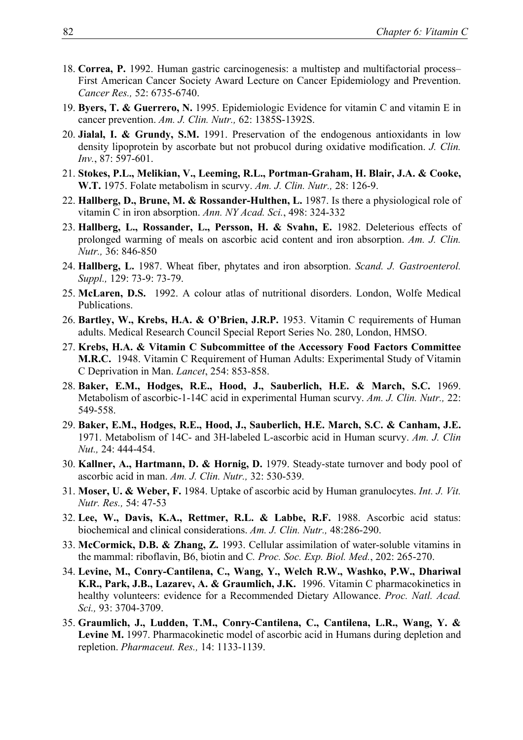18. **Correa, P.** 1992. Human gastric carcinogenesis: a multistep and multifactorial process– First American Cancer Society Award Lecture on Cancer Epidemiology and Prevention. *Cancer Res.,* 52: 6735-6740.
19. **Byers, T. & Guerrero, N.** 1995. Epidemiologic Evidence for vitamin C and vitamin E in cancer prevention. *Am. J. Clin. Nutr.,* 62: 1385S-1392S.
20. **Jialal, I. & Grundy, S.M.** 1991. Preservation of the endogenous antioxidants in low density lipoprotein by ascorbate but not probucol during oxidative modification. *J. Clin. Inv.*, 87: 597-601.
21. **Stokes, P.L., Melikian, V., Leeming, R.L., Portman-Graham, H. Blair, J.A. & Cooke, W.T.** 1975. Folate metabolism in scurvy. *Am. J. Clin. Nutr.,* 28: 126-9.
22. **Hallberg, D., Brune, M. & Rossander-Hulthen, L.** 1987. Is there a physiological role of vitamin C in iron absorption. *Ann. NY Acad. Sci.*, 498: 324-332
23. **Hallberg, L., Rossander, L., Persson, H. & Svahn, E.** 1982. Deleterious effects of prolonged warming of meals on ascorbic acid content and iron absorption. *Am. J. Clin. Nutr.,* 36: 846-850
24. **Hallberg, L.** 1987. Wheat fiber, phytates and iron absorption. *Scand. J. Gastroenterol. Suppl.,* 129: 73-9: 73-79.
25. **McLaren, D.S.** 1992. A colour atlas of nutritional disorders. London, Wolfe Medical Publications.
26. **Bartley, W., Krebs, H.A. & O'Brien, J.R.P.** 1953. Vitamin C requirements of Human adults. Medical Research Council Special Report Series No. 280, London, HMSO.
27. **Krebs, H.A. & Vitamin C Subcommittee of the Accessory Food Factors Committee M.R.C.** 1948. Vitamin C Requirement of Human Adults: Experimental Study of Vitamin C Deprivation in Man. *Lancet*, 254: 853-858.
28. **Baker, E.M., Hodges, R.E., Hood, J., Sauberlich, H.E. & March, S.C.** 1969. Metabolism of ascorbic-1-14C acid in experimental Human scurvy. *Am. J. Clin. Nutr.,* 22: 549-558.
29. **Baker, E.M., Hodges, R.E., Hood, J., Sauberlich, H.E. March, S.C. & Canham, J.E.** 1971. Metabolism of 14C- and 3H-labeled L-ascorbic acid in Human scurvy. *Am. J. Clin Nut.,* 24: 444-454.
30. **Kallner, A., Hartmann, D. & Hornig, D.** 1979. Steady-state turnover and body pool of ascorbic acid in man. *Am. J. Clin. Nutr.,* 32: 530-539.
31. **Moser, U. & Weber, F.** 1984. Uptake of ascorbic acid by Human granulocytes. *Int. J. Vit. Nutr. Res.,* 54: 47-53
32. **Lee, W., Davis, K.A., Rettmer, R.L. & Labbe, R.F.** 1988. Ascorbic acid status: biochemical and clinical considerations. *Am. J. Clin. Nutr.,* 48:286-290.
33. **McCormick, D.B. & Zhang, Z.** 1993. Cellular assimilation of water-soluble vitamins in the mammal: riboflavin, B6, biotin and C*. Proc. Soc. Exp. Biol. Med.*, 202: 265-270.
34. **Levine, M., Conry-Cantilena, C., Wang, Y., Welch R.W., Washko, P.W., Dhariwal K.R., Park, J.B., Lazarev, A. & Graumlich, J.K.** 1996. Vitamin C pharmacokinetics in healthy volunteers: evidence for a Recommended Dietary Allowance. *Proc. Natl. Acad. Sci.,* 93: 3704-3709.
35. **Graumlich, J., Ludden, T.M., Conry-Cantilena, C., Cantilena, L.R., Wang, Y. & Levine M.** 1997. Pharmacokinetic model of ascorbic acid in Humans during depletion and repletion. *Pharmaceut. Res.,* 14: 1133-1139.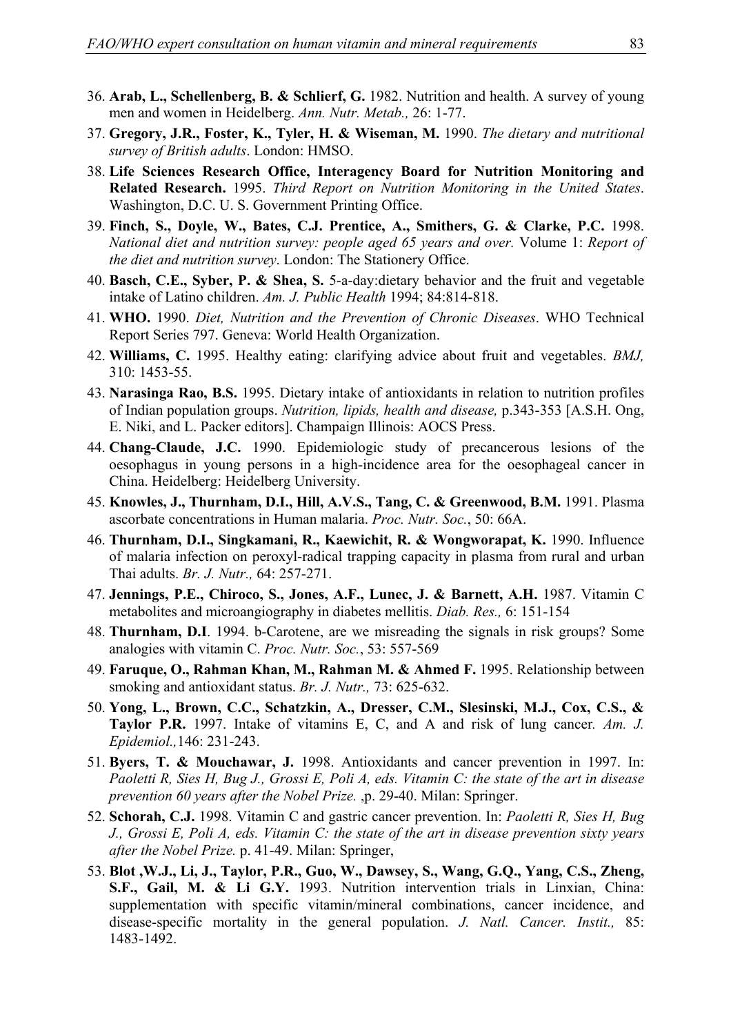36. **Arab, L., Schellenberg, B. & Schlierf, G.** 1982. Nutrition and health. A survey of young men and women in Heidelberg. *Ann. Nutr. Metab.,* 26: 1-77.
37. **Gregory, J.R., Foster, K., Tyler, H. & Wiseman, M.** 1990. *The dietary and nutritional survey of British adults*. London: HMSO.
38. **Life Sciences Research Office, Interagency Board for Nutrition Monitoring and Related Research.** 1995. *Third Report on Nutrition Monitoring in the United States*. Washington, D.C. U. S. Government Printing Office.
39. **Finch, S., Doyle, W., Bates, C.J. Prentice, A., Smithers, G. & Clarke, P.C.** 1998. *National diet and nutrition survey: people aged 65 years and over.* Volume 1: *Report of the diet and nutrition survey*. London: The Stationery Office.
40. **Basch, C.E., Syber, P. & Shea, S.** 5-a-day:dietary behavior and the fruit and vegetable intake of Latino children. *Am. J. Public Health* 1994; 84:814-818.
41. **WHO.** 1990. *Diet, Nutrition and the Prevention of Chronic Diseases*. WHO Technical Report Series 797. Geneva: World Health Organization.
42. **Williams, C.** 1995. Healthy eating: clarifying advice about fruit and vegetables. *BMJ,* 310: 1453-55.
43. **Narasinga Rao, B.S.** 1995. Dietary intake of antioxidants in relation to nutrition profiles of Indian population groups. *Nutrition, lipids, health and disease,* p.343-353 [A.S.H. Ong, E. Niki, and L. Packer editors]. Champaign Illinois: AOCS Press.
44. **Chang-Claude, J.C.** 1990. Epidemiologic study of precancerous lesions of the oesophagus in young persons in a high-incidence area for the oesophageal cancer in China. Heidelberg: Heidelberg University.
45. **Knowles, J., Thurnham, D.I., Hill, A.V.S., Tang, C. & Greenwood, B.M.** 1991. Plasma ascorbate concentrations in Human malaria. *Proc. Nutr. Soc.*, 50: 66A.
46. **Thurnham, D.I., Singkamani, R., Kaewichit, R. & Wongworapat, K.** 1990. Influence of malaria infection on peroxyl-radical trapping capacity in plasma from rural and urban Thai adults. *Br. J. Nutr.,* 64: 257-271.
47. **Jennings, P.E., Chiroco, S., Jones, A.F., Lunec, J. & Barnett, A.H.** 1987. Vitamin C metabolites and microangiography in diabetes mellitis. *Diab. Res.,* 6: 151-154
48. **Thurnham, D.I**. 1994. b-Carotene, are we misreading the signals in risk groups? Some analogies with vitamin C. *Proc. Nutr. Soc.*, 53: 557-569
49. **Faruque, O., Rahman Khan, M., Rahman M. & Ahmed F.** 1995. Relationship between smoking and antioxidant status. *Br. J. Nutr.,* 73: 625-632.
50. **Yong, L., Brown, C.C., Schatzkin, A., Dresser, C.M., Slesinski, M.J., Cox, C.S., & Taylor P.R.** 1997. Intake of vitamins E, C, and A and risk of lung cancer*. Am. J. Epidemiol.,*146: 231-243.
51. **Byers, T. & Mouchawar, J.** 1998. Antioxidants and cancer prevention in 1997. In: *Paoletti R, Sies H, Bug J., Grossi E, Poli A, eds. Vitamin C: the state of the art in disease prevention 60 years after the Nobel Prize.* ,p. 29-40. Milan: Springer.
52. **Schorah, C.J.** 1998. Vitamin C and gastric cancer prevention. In: *Paoletti R, Sies H, Bug J., Grossi E, Poli A, eds. Vitamin C: the state of the art in disease prevention sixty years after the Nobel Prize.* p. 41-49. Milan: Springer,
53. **Blot ,W.J., Li, J., Taylor, P.R., Guo, W., Dawsey, S., Wang, G.Q., Yang, C.S., Zheng, S.F., Gail, M. & Li G.Y.** 1993. Nutrition intervention trials in Linxian, China: supplementation with specific vitamin/mineral combinations, cancer incidence, and disease-specific mortality in the general population. *J. Natl. Cancer. Instit.,* 85: 1483-1492.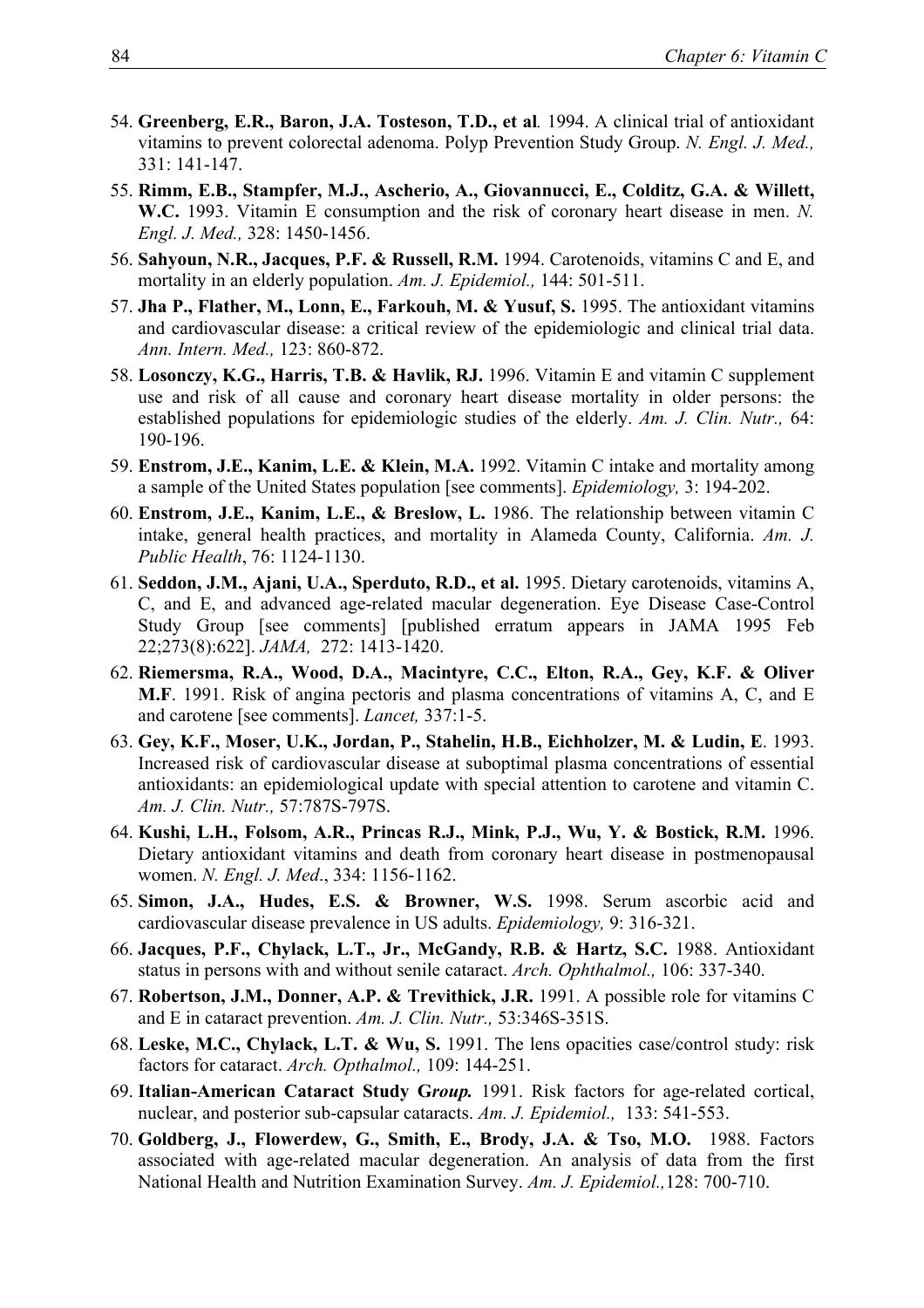54. **Greenberg, E.R., Baron, J.A. Tosteson, T.D., et al***.* 1994. A clinical trial of antioxidant vitamins to prevent colorectal adenoma. Polyp Prevention Study Group. *N. Engl. J. Med.,* 331: 141-147.
55. **Rimm, E.B., Stampfer, M.J., Ascherio, A., Giovannucci, E., Colditz, G.A. & Willett, W.C.** 1993. Vitamin E consumption and the risk of coronary heart disease in men. *N. Engl. J. Med.,* 328: 1450-1456.
56. **Sahyoun, N.R., Jacques, P.F. & Russell, R.M.** 1994. Carotenoids, vitamins C and E, and mortality in an elderly population. *Am. J. Epidemiol.,* 144: 501-511.
57. **Jha P., Flather, M., Lonn, E., Farkouh, M. & Yusuf, S.** 1995. The antioxidant vitamins and cardiovascular disease: a critical review of the epidemiologic and clinical trial data. *Ann. Intern. Med.,* 123: 860-872.
58. **Losonczy, K.G., Harris, T.B. & Havlik, RJ.** 1996. Vitamin E and vitamin C supplement use and risk of all cause and coronary heart disease mortality in older persons: the established populations for epidemiologic studies of the elderly. *Am. J. Clin. Nutr.,* 64: 190-196.
59. **Enstrom, J.E., Kanim, L.E. & Klein, M.A.** 1992. Vitamin C intake and mortality among a sample of the United States population [see comments]. *Epidemiology,* 3: 194-202.
60. **Enstrom, J.E., Kanim, L.E., & Breslow, L.** 1986. The relationship between vitamin C intake, general health practices, and mortality in Alameda County, California. *Am. J. Public Health*, 76: 1124-1130.
61. **Seddon, J.M., Ajani, U.A., Sperduto, R.D., et al.** 1995. Dietary carotenoids, vitamins A, C, and E, and advanced age-related macular degeneration. Eye Disease Case-Control Study Group [see comments] [published erratum appears in JAMA 1995 Feb 22;273(8):622]. *JAMA,* 272: 1413-1420.
62. **Riemersma, R.A., Wood, D.A., Macintyre, C.C., Elton, R.A., Gey, K.F. & Oliver M.F**. 1991. Risk of angina pectoris and plasma concentrations of vitamins A, C, and E and carotene [see comments]. *Lancet,* 337:1-5.
63. **Gey, K.F., Moser, U.K., Jordan, P., Stahelin, H.B., Eichholzer, M. & Ludin, E**. 1993. Increased risk of cardiovascular disease at suboptimal plasma concentrations of essential antioxidants: an epidemiological update with special attention to carotene and vitamin C. *Am. J. Clin. Nutr.,* 57:787S-797S.
64. **Kushi, L.H., Folsom, A.R., Princas R.J., Mink, P.J., Wu, Y. & Bostick, R.M.** 1996. Dietary antioxidant vitamins and death from coronary heart disease in postmenopausal women. *N. Engl. J. Med*., 334: 1156-1162.
65. **Simon, J.A., Hudes, E.S. & Browner, W.S.** 1998. Serum ascorbic acid and cardiovascular disease prevalence in US adults. *Epidemiology,* 9: 316-321.
66. **Jacques, P.F., Chylack, L.T., Jr., McGandy, R.B. & Hartz, S.C.** 1988. Antioxidant status in persons with and without senile cataract. *Arch. Ophthalmol.,* 106: 337-340.
67. **Robertson, J.M., Donner, A.P. & Trevithick, J.R.** 1991. A possible role for vitamins C and E in cataract prevention. *Am. J. Clin. Nutr.,* 53:346S-351S.
68. **Leske, M.C., Chylack, L.T. & Wu, S.** 1991. The lens opacities case/control study: risk factors for cataract. *Arch. Opthalmol.,* 109: 144-251.
69. **Italian-American Cataract Study G*roup.*** 1991. Risk factors for age-related cortical, nuclear, and posterior sub-capsular cataracts. *Am. J. Epidemiol.,* 133: 541-553.
70. **Goldberg, J., Flowerdew, G., Smith, E., Brody, J.A. & Tso, M.O.** 1988. Factors associated with age-related macular degeneration. An analysis of data from the first National Health and Nutrition Examination Survey. *Am. J. Epidemiol.,*128: 700-710.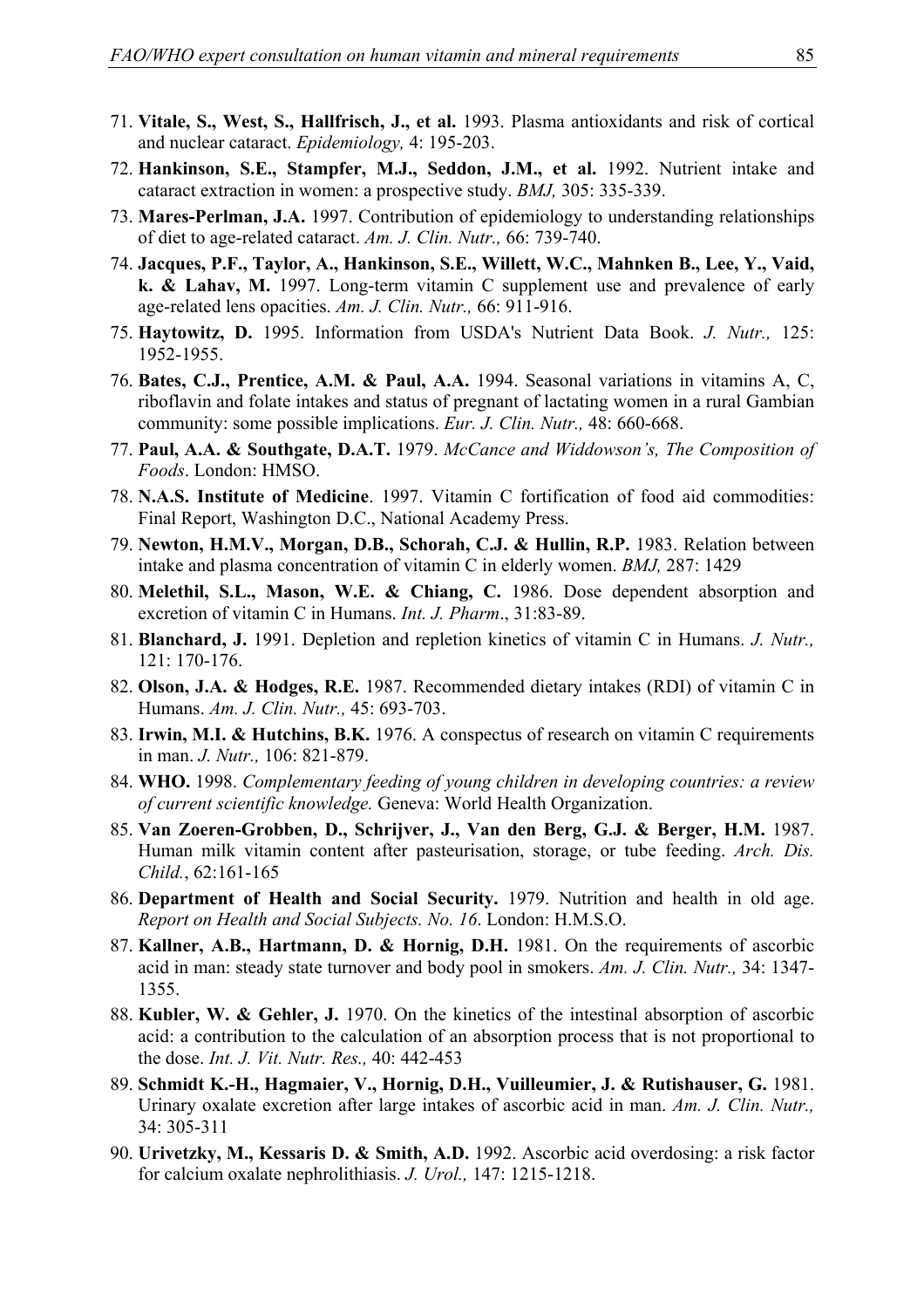71. **Vitale, S., West, S., Hallfrisch, J., et al.** 1993. Plasma antioxidants and risk of cortical and nuclear cataract. *Epidemiology,* 4: 195-203.
72. **Hankinson, S.E., Stampfer, M.J., Seddon, J.M., et al.** 1992. Nutrient intake and cataract extraction in women: a prospective study. *BMJ,* 305: 335-339.
73. **Mares-Perlman, J.A.** 1997. Contribution of epidemiology to understanding relationships of diet to age-related cataract. *Am. J. Clin. Nutr.,* 66: 739-740.
74. **Jacques, P.F., Taylor, A., Hankinson, S.E., Willett, W.C., Mahnken B., Lee, Y., Vaid, k. & Lahav, M.** 1997. Long-term vitamin C supplement use and prevalence of early age-related lens opacities. *Am. J. Clin. Nutr.,* 66: 911-916.
75. **Haytowitz, D.** 1995. Information from USDA's Nutrient Data Book. *J. Nutr.,* 125: 1952-1955.
76. **Bates, C.J., Prentice, A.M. & Paul, A.A.** 1994. Seasonal variations in vitamins A, C, riboflavin and folate intakes and status of pregnant of lactating women in a rural Gambian community: some possible implications. *Eur. J. Clin. Nutr.,* 48: 660-668.
77. **Paul, A.A. & Southgate, D.A.T.** 1979. *McCance and Widdowson's, The Composition of Foods*. London: HMSO.
78. **N.A.S. Institute of Medicine**. 1997. Vitamin C fortification of food aid commodities: Final Report, Washington D.C., National Academy Press.
79. **Newton, H.M.V., Morgan, D.B., Schorah, C.J. & Hullin, R.P.** 1983. Relation between intake and plasma concentration of vitamin C in elderly women. *BMJ,* 287: 1429
80. **Melethil, S.L., Mason, W.E. & Chiang, C.** 1986. Dose dependent absorption and excretion of vitamin C in Humans. *Int. J. Pharm*., 31:83-89.
81. **Blanchard, J.** 1991. Depletion and repletion kinetics of vitamin C in Humans. *J. Nutr.,* 121: 170-176.
82. **Olson, J.A. & Hodges, R.E.** 1987. Recommended dietary intakes (RDI) of vitamin C in Humans. *Am. J. Clin. Nutr.,* 45: 693-703.
83. **Irwin, M.I. & Hutchins, B.K.** 1976. A conspectus of research on vitamin C requirements in man. *J. Nutr.,* 106: 821-879.
84. **WHO.** 1998. *Complementary feeding of young children in developing countries: a review of current scientific knowledge.* Geneva: World Health Organization.
85. **Van Zoeren-Grobben, D., Schrijver, J., Van den Berg, G.J. & Berger, H.M.** 1987. Human milk vitamin content after pasteurisation, storage, or tube feeding. *Arch. Dis. Child.*, 62:161-165
86. **Department of Health and Social Security.** 1979. Nutrition and health in old age. *Report on Health and Social Subjects. No. 16*. London: H.M.S.O.
87. **Kallner, A.B., Hartmann, D. & Hornig, D.H.** 1981. On the requirements of ascorbic acid in man: steady state turnover and body pool in smokers. *Am. J. Clin. Nutr.,* 34: 1347-1355.
88. **Kubler, W. & Gehler, J.** 1970. On the kinetics of the intestinal absorption of ascorbic acid: a contribution to the calculation of an absorption process that is not proportional to the dose. *Int. J. Vit. Nutr. Res.,* 40: 442-453
89. **Schmidt K.-H., Hagmaier, V., Hornig, D.H., Vuilleumier, J. & Rutishauser, G.** 1981. Urinary oxalate excretion after large intakes of ascorbic acid in man. *Am. J. Clin. Nutr.,* 34: 305-311
90. **Urivetzky, M., Kessaris D. & Smith, A.D.** 1992. Ascorbic acid overdosing: a risk factor for calcium oxalate nephrolithiasis. *J. Urol.,* 147: 1215-1218.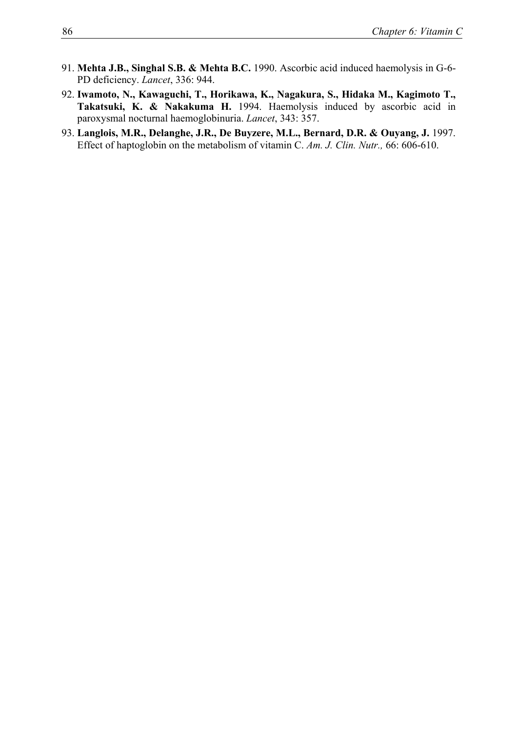91. **Mehta J.B., Singhal S.B. & Mehta B.C.** 1990. Ascorbic acid induced haemolysis in G-6-PD deficiency. *Lancet*, 336: 944.
92. **Iwamoto, N., Kawaguchi, T., Horikawa, K., Nagakura, S., Hidaka M., Kagimoto T., Takatsuki, K. & Nakakuma H.** 1994. Haemolysis induced by ascorbic acid in paroxysmal nocturnal haemoglobinuria. *Lancet*, 343: 357.
93. **Langlois, M.R., Delanghe, J.R., De Buyzere, M.L., Bernard, D.R. & Ouyang, J.** 1997. Effect of haptoglobin on the metabolism of vitamin C. *Am. J. Clin. Nutr.,* 66: 606-610.